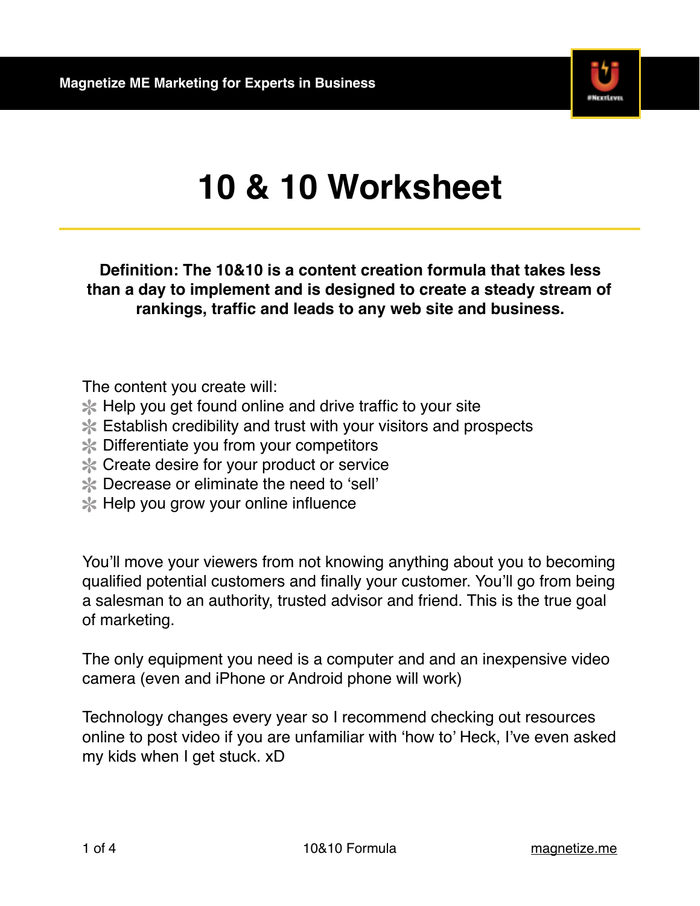# 10 & 10 Worksheet

**Definition: The 10&10 is a content creation formula that takes less than a day to implement and is designed to create a steady stream of rankings, traffic and leads to any web site and business.**

The content you create will:

- Help you get found online and drive traffic to your site
- Establish credibility and trust with your visitors and prospects
- Differentiate you from your competitors
- Create desire for your product or service
- Decrease or eliminate the need to 'sell'
- Help you grow your online influence

You'll move your viewers from not knowing anything about you to becoming qualified potential customers and finally your customer. You'll go from being a salesman to an authority, trusted advisor and friend. This is the true goal of marketing.

The only equipment you need is a computer and and an inexpensive video camera (even and iPhone or Android phone will work)

Technology changes every year so I recommend checking out resources online to post video if you are unfamiliar with 'how to' Heck, I've even asked my kids when I get stuck. xD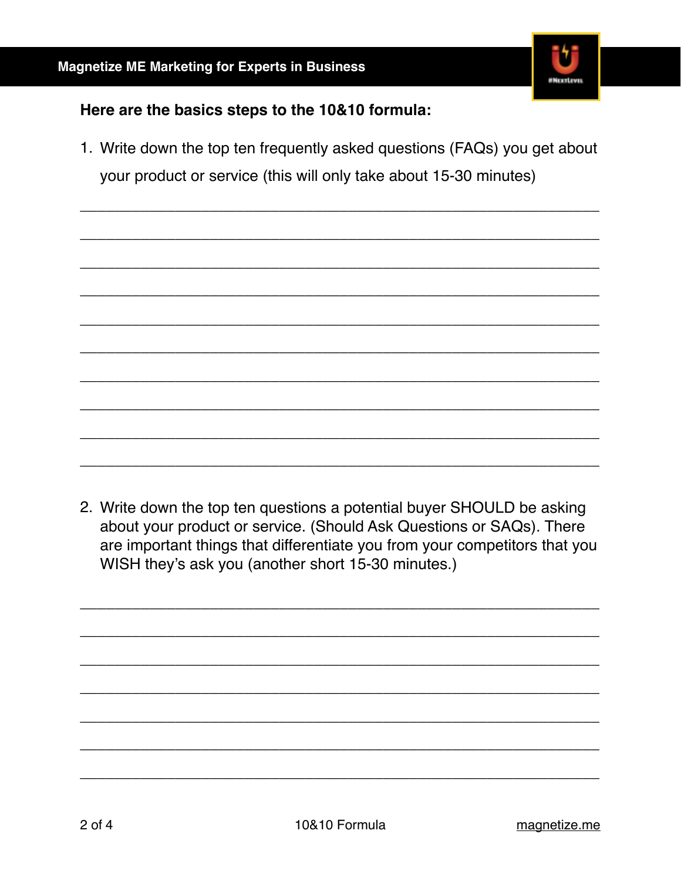**Here are the basics steps to the 10&10 formula:**

1. Write down the top ten frequently asked questions (FAQs) you get about your product or service (this will only take about 15-30 minutes)

_______________________________________________________________

_______________________________________________________________

_______________________________________________________________

_______________________________________________________________

_______________________________________________________________

_______________________________________________________________

_______________________________________________________________

_______________________________________________________________

_______________________________________________________________

_______________________________________________________________

2. Write down the top ten questions a potential buyer SHOULD be asking about your product or service. (Should Ask Questions or SAQs). There are important things that differentiate you from your competitors that you WISH they's ask you (another short 15-30 minutes.)

_______________________________________________________________

_______________________________________________________________

_______________________________________________________________

_______________________________________________________________

_______________________________________________________________

_______________________________________________________________

_______________________________________________________________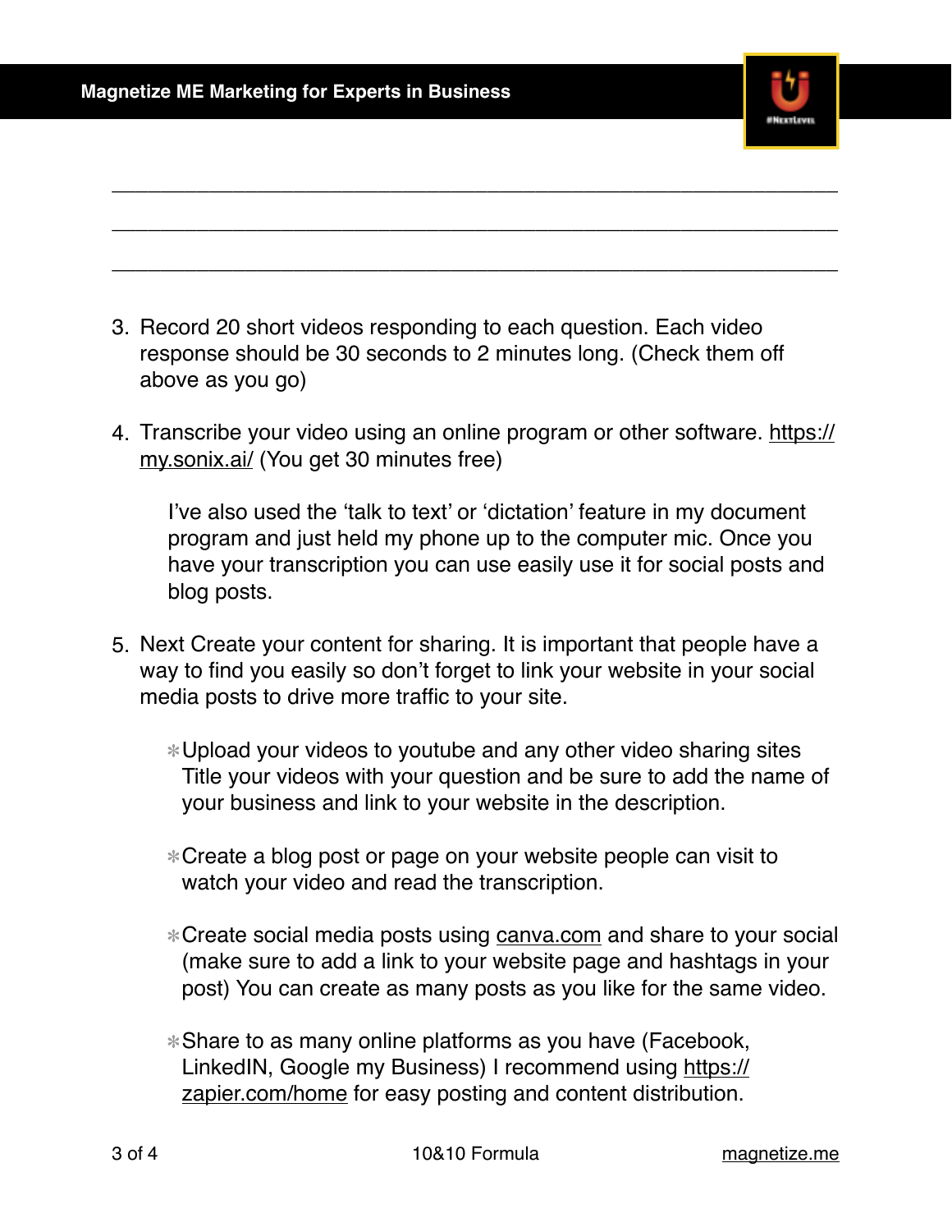\_\_\_\_\_\_\_\_\_\_\_\_\_\_\_\_\_\_\_\_\_\_\_\_\_\_\_\_\_\_\_\_\_\_\_\_\_\_\_\_\_\_\_\_\_\_\_\_\_\_\_\_\_\_\_\_\_\_\_\_

\_\_\_\_\_\_\_\_\_\_\_\_\_\_\_\_\_\_\_\_\_\_\_\_\_\_\_\_\_\_\_\_\_\_\_\_\_\_\_\_\_\_\_\_\_\_\_\_\_\_\_\_\_\_\_\_\_\_\_\_

\_\_\_\_\_\_\_\_\_\_\_\_\_\_\_\_\_\_\_\_\_\_\_\_\_\_\_\_\_\_\_\_\_\_\_\_\_\_\_\_\_\_\_\_\_\_\_\_\_\_\_\_\_\_\_\_\_\_\_\_

3. Record 20 short videos responding to each question. Each video response should be 30 seconds to 2 minutes long. (Check them off above as you go)

4. Transcribe your video using an online program or other software. https://my.sonix.ai/ (You get 30 minutes free)

   I've also used the 'talk to text' or 'dictation' feature in my document program and just held my phone up to the computer mic. Once you have your transcription you can use easily use it for social posts and blog posts.

5. Next Create your content for sharing. It is important that people have a way to find you easily so don't forget to link your website in your social media posts to drive more traffic to your site.

   ✻ Upload your videos to youtube and any other video sharing sites Title your videos with your question and be sure to add the name of your business and link to your website in the description.

   ✻ Create a blog post or page on your website people can visit to watch your video and read the transcription.

   ✻ Create social media posts using canva.com and share to your social (make sure to add a link to your website page and hashtags in your post) You can create as many posts as you like for the same video.

   ✻ Share to as many online platforms as you have (Facebook, LinkedIN, Google my Business) I recommend using https://zapier.com/home for easy posting and content distribution.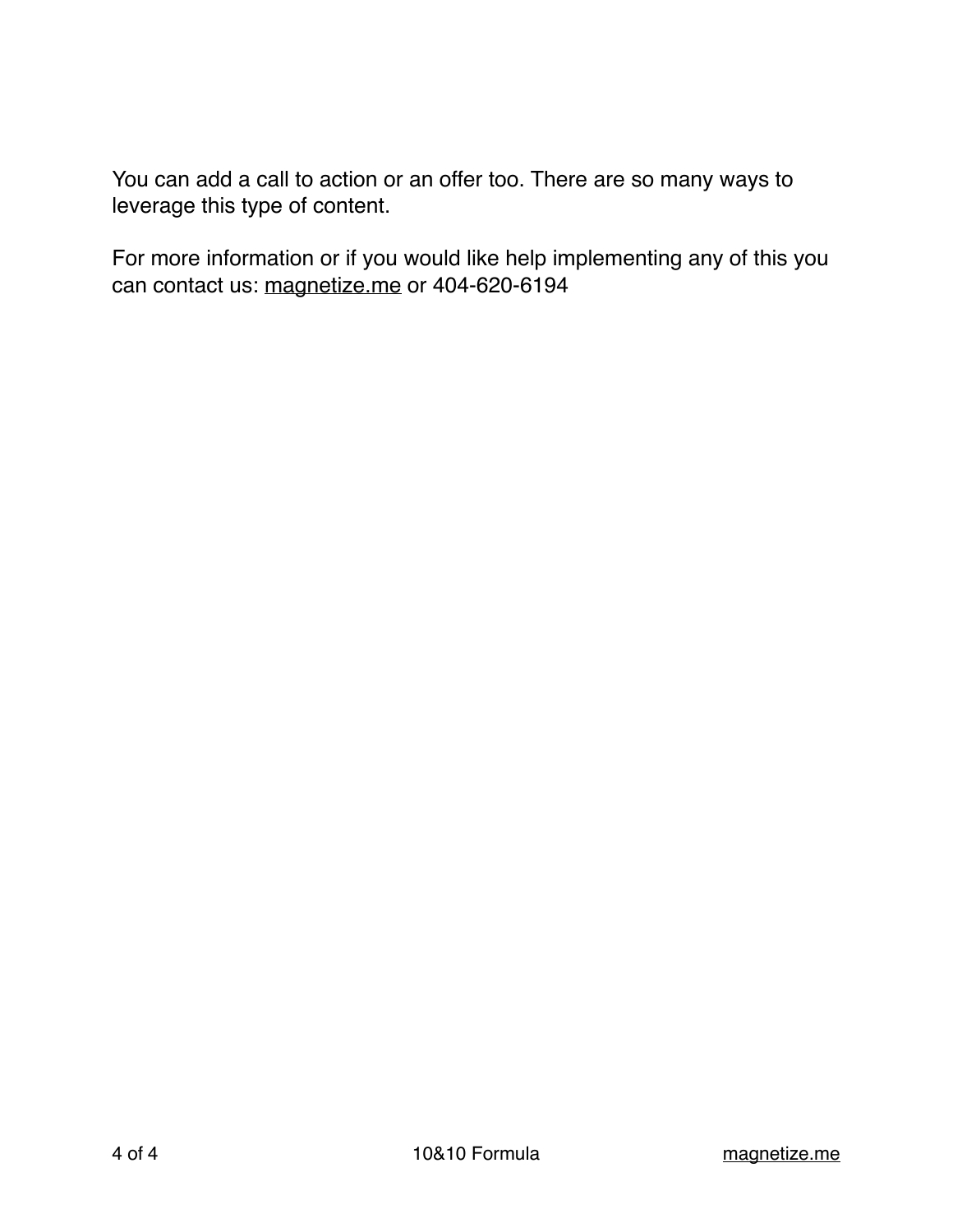You can add a call to action or an offer too. There are so many ways to leverage this type of content.

For more information or if you would like help implementing any of this you can contact us: magnetize.me or 404-620-6194